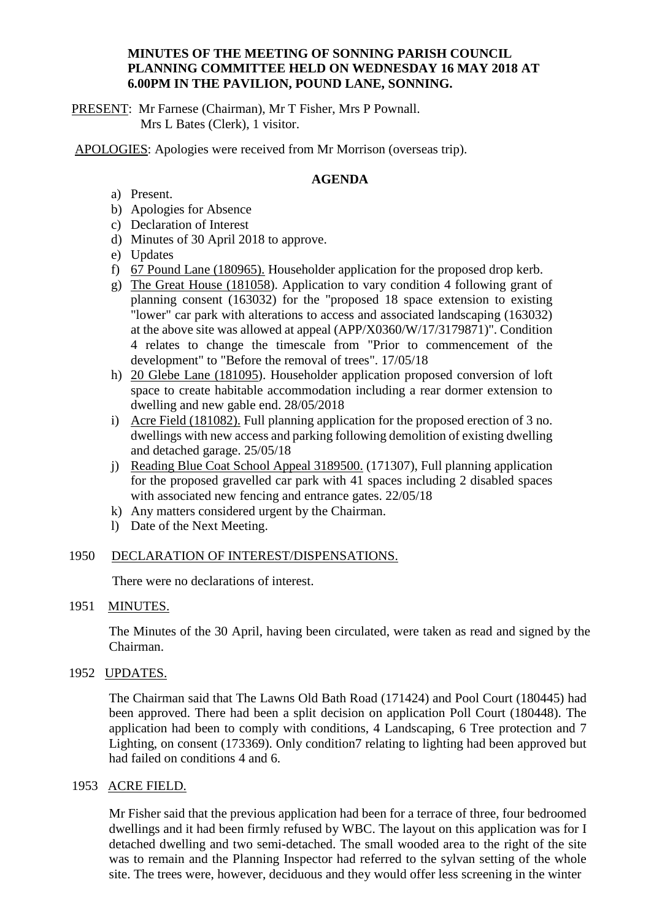**MINUTES OF THE MEETING OF SONNING PARISH COUNCIL PLANNING COMMITTEE HELD ON WEDNESDAY 16 MAY 2018 AT 6.00PM IN THE PAVILION, POUND LANE, SONNING.**

PRESENT: Mr Farnese (Chairman), Mr T Fisher, Mrs P Pownall.
Mrs L Bates (Clerk), 1 visitor.

APOLOGIES: Apologies were received from Mr Morrison (overseas trip).

**AGENDA**

a) Present.
b) Apologies for Absence
c) Declaration of Interest
d) Minutes of 30 April 2018 to approve.
e) Updates
f) 67 Pound Lane (180965). Householder application for the proposed drop kerb.
g) The Great House (181058). Application to vary condition 4 following grant of planning consent (163032) for the "proposed 18 space extension to existing "lower" car park with alterations to access and associated landscaping (163032) at the above site was allowed at appeal (APP/X0360/W/17/3179871)". Condition 4 relates to change the timescale from "Prior to commencement of the development" to "Before the removal of trees". 17/05/18
h) 20 Glebe Lane (181095). Householder application proposed conversion of loft space to create habitable accommodation including a rear dormer extension to dwelling and new gable end. 28/05/2018
i) Acre Field (181082). Full planning application for the proposed erection of 3 no. dwellings with new access and parking following demolition of existing dwelling and detached garage. 25/05/18
j) Reading Blue Coat School Appeal 3189500. (171307), Full planning application for the proposed gravelled car park with 41 spaces including 2 disabled spaces with associated new fencing and entrance gates. 22/05/18
k) Any matters considered urgent by the Chairman.
l) Date of the Next Meeting.

1950 DECLARATION OF INTEREST/DISPENSATIONS.

There were no declarations of interest.

1951 MINUTES.

The Minutes of the 30 April, having been circulated, were taken as read and signed by the Chairman.

1952 UPDATES.

The Chairman said that The Lawns Old Bath Road (171424) and Pool Court (180445) had been approved. There had been a split decision on application Poll Court (180448). The application had been to comply with conditions, 4 Landscaping, 6 Tree protection and 7 Lighting, on consent (173369). Only condition7 relating to lighting had been approved but had failed on conditions 4 and 6.

1953 ACRE FIELD.

Mr Fisher said that the previous application had been for a terrace of three, four bedroomed dwellings and it had been firmly refused by WBC. The layout on this application was for I detached dwelling and two semi-detached. The small wooded area to the right of the site was to remain and the Planning Inspector had referred to the sylvan setting of the whole site. The trees were, however, deciduous and they would offer less screening in the winter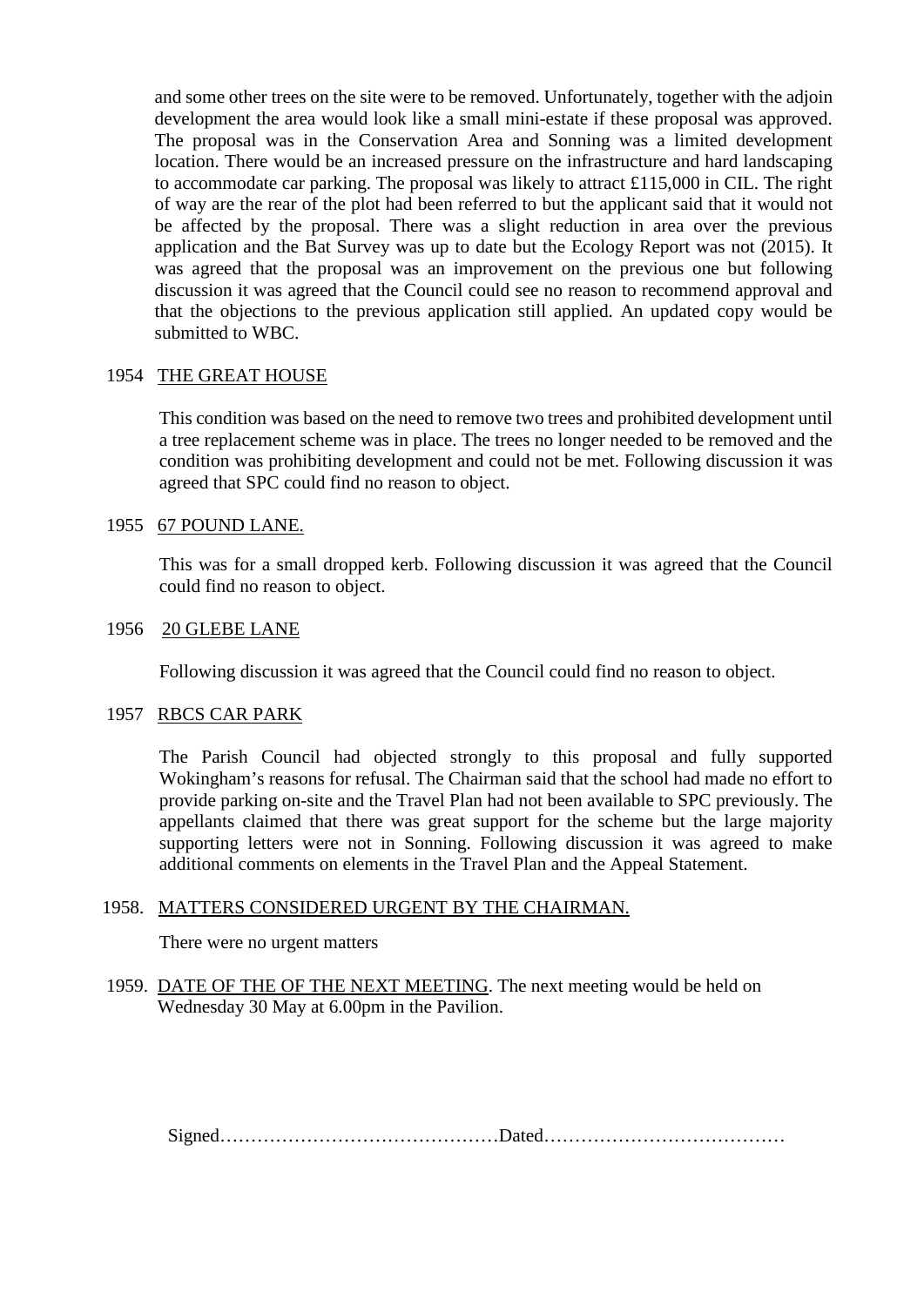and some other trees on the site were to be removed. Unfortunately, together with the adjoin development the area would look like a small mini-estate if these proposal was approved. The proposal was in the Conservation Area and Sonning was a limited development location. There would be an increased pressure on the infrastructure and hard landscaping to accommodate car parking. The proposal was likely to attract £115,000 in CIL. The right of way are the rear of the plot had been referred to but the applicant said that it would not be affected by the proposal. There was a slight reduction in area over the previous application and the Bat Survey was up to date but the Ecology Report was not (2015). It was agreed that the proposal was an improvement on the previous one but following discussion it was agreed that the Council could see no reason to recommend approval and that the objections to the previous application still applied. An updated copy would be submitted to WBC.

1954 THE GREAT HOUSE

This condition was based on the need to remove two trees and prohibited development until a tree replacement scheme was in place. The trees no longer needed to be removed and the condition was prohibiting development and could not be met. Following discussion it was agreed that SPC could find no reason to object.

1955 67 POUND LANE.

This was for a small dropped kerb. Following discussion it was agreed that the Council could find no reason to object.

1956 20 GLEBE LANE

Following discussion it was agreed that the Council could find no reason to object.

1957 RBCS CAR PARK

The Parish Council had objected strongly to this proposal and fully supported Wokingham's reasons for refusal. The Chairman said that the school had made no effort to provide parking on-site and the Travel Plan had not been available to SPC previously. The appellants claimed that there was great support for the scheme but the large majority supporting letters were not in Sonning. Following discussion it was agreed to make additional comments on elements in the Travel Plan and the Appeal Statement.

1958. MATTERS CONSIDERED URGENT BY THE CHAIRMAN.

There were no urgent matters

1959. DATE OF THE OF THE NEXT MEETING. The next meeting would be held on Wednesday 30 May at 6.00pm in the Pavilion.

Signed………………………………………Dated…………………………………